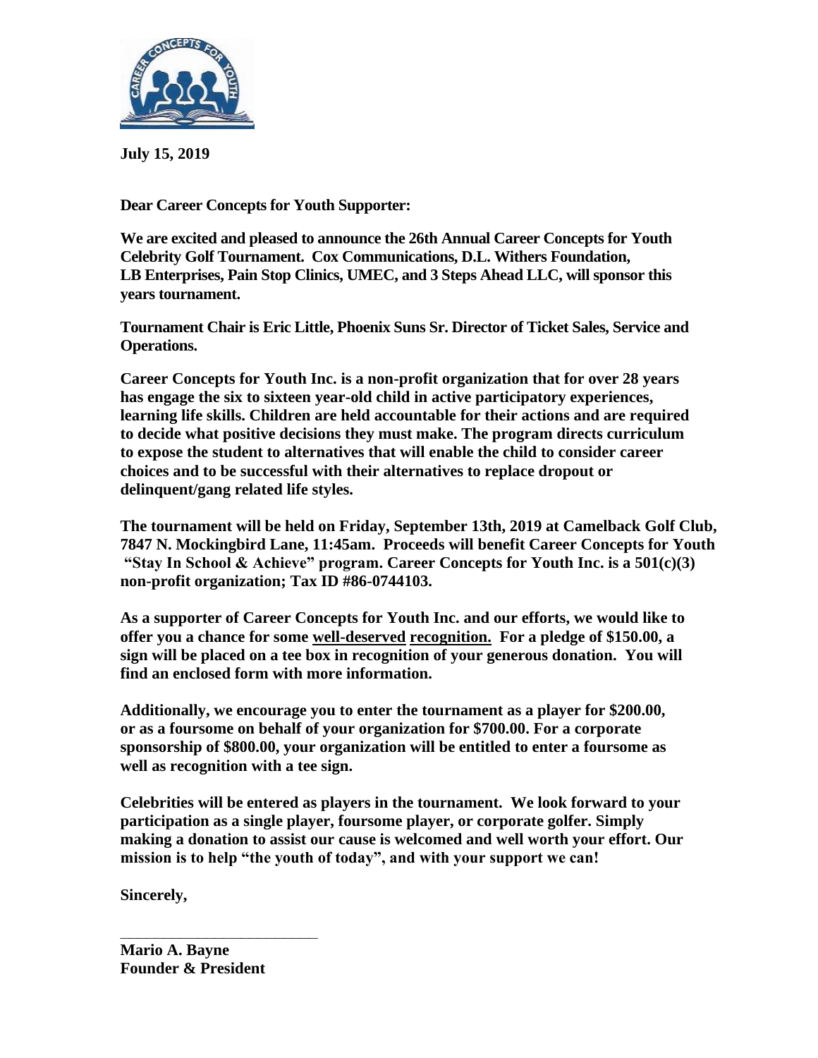**July 15, 2019**

**Dear Career Concepts for Youth Supporter:**

**We are excited and pleased to announce the 26th Annual Career Concepts for Youth Celebrity Golf Tournament. Cox Communications, D.L. Withers Foundation, LB Enterprises, Pain Stop Clinics, UMEC, and 3 Steps Ahead LLC, will sponsor this years tournament.**

**Tournament Chair is Eric Little, Phoenix Suns Sr. Director of Ticket Sales, Service and Operations.**

**Career Concepts for Youth Inc. is a non-profit organization that for over 28 years has engage the six to sixteen year-old child in active participatory experiences, learning life skills. Children are held accountable for their actions and are required to decide what positive decisions they must make. The program directs curriculum to expose the student to alternatives that will enable the child to consider career choices and to be successful with their alternatives to replace dropout or delinquent/gang related life styles.**

**The tournament will be held on Friday, September 13th, 2019 at Camelback Golf Club, 7847 N. Mockingbird Lane, 11:45am. Proceeds will benefit Career Concepts for Youth "Stay In School & Achieve" program. Career Concepts for Youth Inc. is a 501(c)(3) non-profit organization; Tax ID #86-0744103.**

**As a supporter of Career Concepts for Youth Inc. and our efforts, we would like to offer you a chance for some well-deserved recognition. For a pledge of $150.00, a sign will be placed on a tee box in recognition of your generous donation. You will find an enclosed form with more information.**

**Additionally, we encourage you to enter the tournament as a player for $200.00, or as a foursome on behalf of your organization for $700.00. For a corporate sponsorship of $800.00, your organization will be entitled to enter a foursome as well as recognition with a tee sign.**

**Celebrities will be entered as players in the tournament. We look forward to your participation as a single player, foursome player, or corporate golfer. Simply making a donation to assist our cause is welcomed and well worth your effort. Our mission is to help "the youth of today", and with your support we can!**

**Sincerely,**

\_\_\_\_\_\_\_\_\_\_\_\_\_\_\_\_\_\_\_\_\_\_\_\_\_\_

**Mario A. Bayne**
**Founder & President**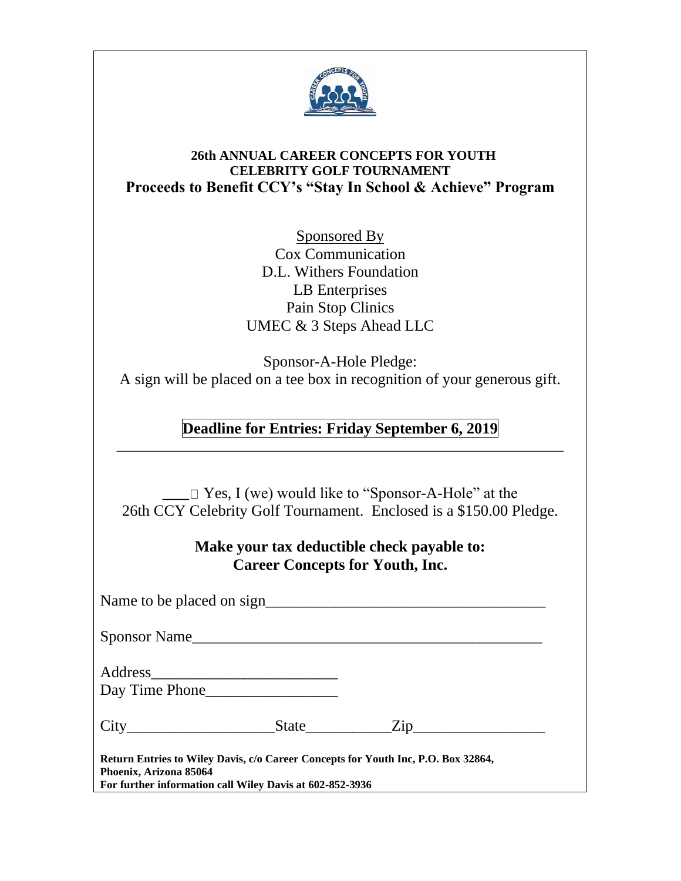**26th ANNUAL CAREER CONCEPTS FOR YOUTH**
**CELEBRITY GOLF TOURNAMENT**
**Proceeds to Benefit CCY's "Stay In School & Achieve" Program**

Sponsored By
Cox Communication
D.L. Withers Foundation
LB Enterprises
Pain Stop Clinics
UMEC & 3 Steps Ahead LLC

Sponsor-A-Hole Pledge:
A sign will be placed on a tee box in recognition of your generous gift.

**Deadline for Entries: Friday September 6, 2019**

---

___ ☐ Yes, I (we) would like to "Sponsor-A-Hole" at the 26th CCY Celebrity Golf Tournament. Enclosed is a $150.00 Pledge.

**Make your tax deductible check payable to:**
**Career Concepts for Youth, Inc.**

Name to be placed on sign___________________________________

Sponsor Name_____________________________________________

Address________________________
Day Time Phone_________________

City___________________State___________Zip_________________

**Return Entries to Wiley Davis, c/o Career Concepts for Youth Inc, P.O. Box 32864, Phoenix, Arizona 85064**
**For further information call Wiley Davis at 602-852-3936**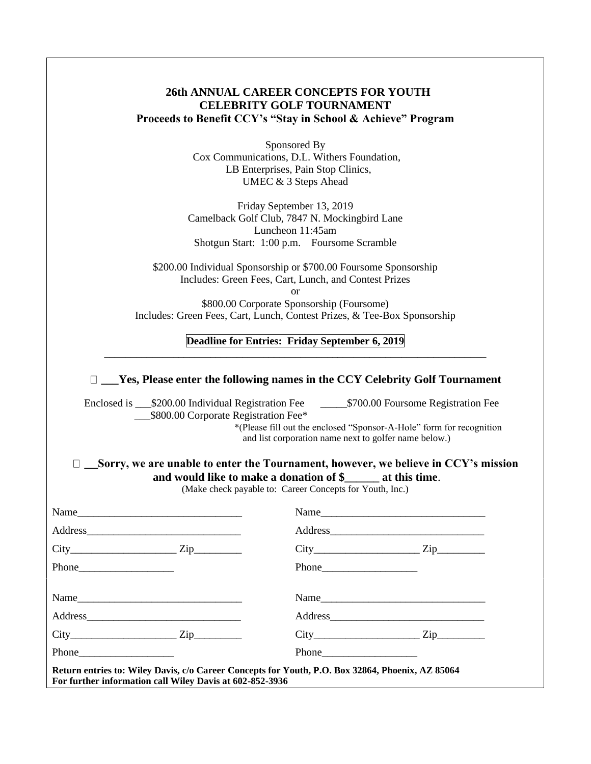## 26th ANNUAL CAREER CONCEPTS FOR YOUTH
## CELEBRITY GOLF TOURNAMENT
### Proceeds to Benefit CCY's "Stay in School & Achieve" Program

Sponsored By
Cox Communications, D.L. Withers Foundation,
LB Enterprises, Pain Stop Clinics,
UMEC & 3 Steps Ahead

Friday September 13, 2019
Camelback Golf Club, 7847 N. Mockingbird Lane
Luncheon 11:45am
Shotgun Start: 1:00 p.m. Foursome Scramble

$200.00 Individual Sponsorship or $700.00 Foursome Sponsorship
Includes: Green Fees, Cart, Lunch, and Contest Prizes
or
$800.00 Corporate Sponsorship (Foursome)
Includes: Green Fees, Cart, Lunch, Contest Prizes, & Tee-Box Sponsorship

**Deadline for Entries: Friday September 6, 2019**

---

☐ **___Yes, Please enter the following names in the CCY Celebrity Golf Tournament**

Enclosed is ___$200.00 Individual Registration Fee _____$700.00 Foursome Registration Fee
___$800.00 Corporate Registration Fee*

*(Please fill out the enclosed "Sponsor-A-Hole" form for recognition and list corporation name next to golfer name below.)

☐ **__Sorry, we are unable to enter the Tournament, however, we believe in CCY's mission and would like to make a donation of $______ at this time.**

(Make check payable to: Career Concepts for Youth, Inc.)

Name_______________________________ Name_______________________________
Address_____________________________ Address_____________________________
City____________________ Zip_________ City____________________ Zip_________
Phone__________________ Phone__________________

Name_______________________________ Name_______________________________
Address_____________________________ Address_____________________________
City____________________ Zip_________ City____________________ Zip_________
Phone__________________ Phone__________________

**Return entries to: Wiley Davis, c/o Career Concepts for Youth, P.O. Box 32864, Phoenix, AZ 85064**
**For further information call Wiley Davis at 602-852-3936**